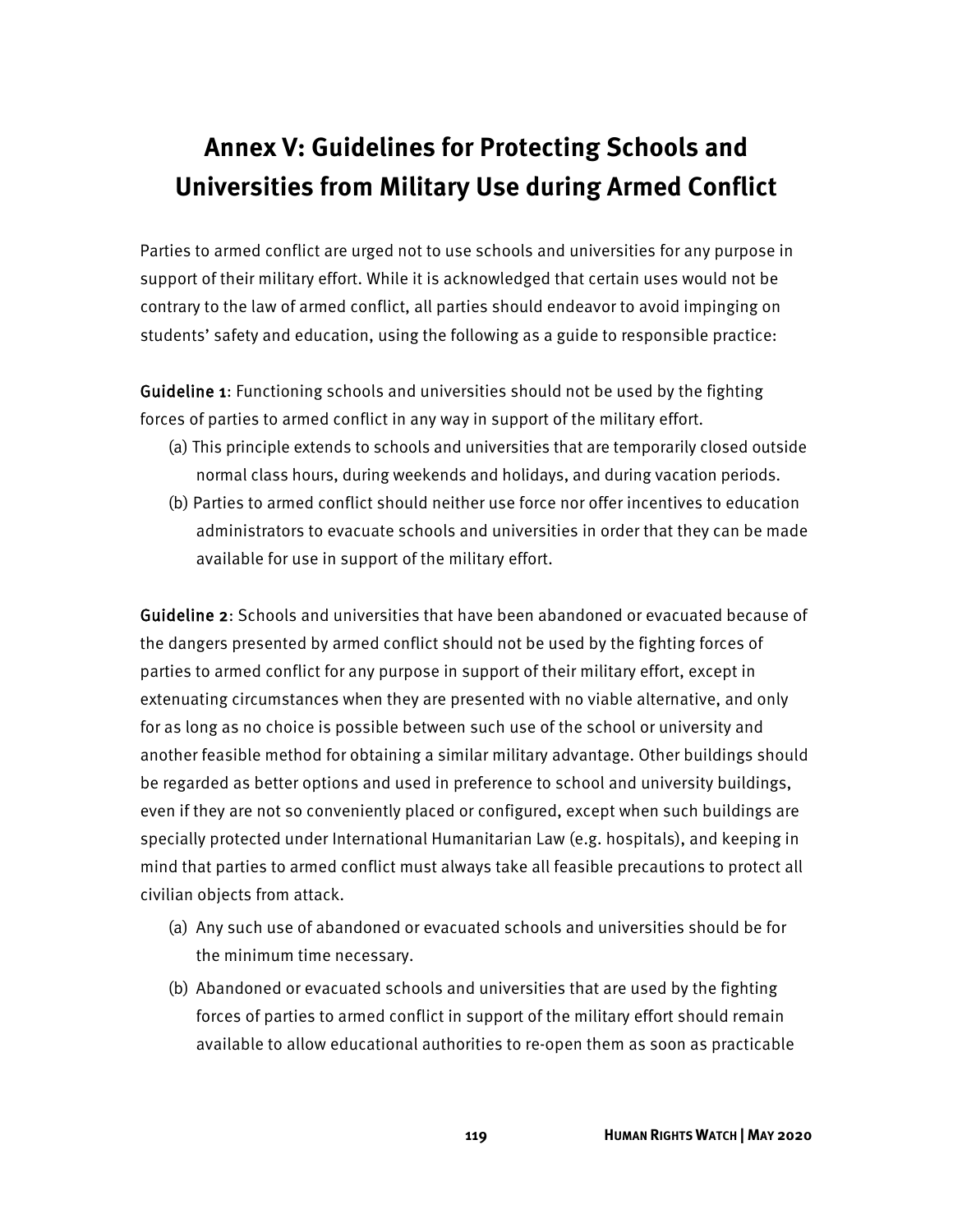# Annex V: Guidelines for Protecting Schools and Universities from Military Use during Armed Conflict

Parties to armed conflict are urged not to use schools and universities for any purpose in support of their military effort. While it is acknowledged that certain uses would not be contrary to the law of armed conflict, all parties should endeavor to avoid impinging on students' safety and education, using the following as a guide to responsible practice:

**Guideline 1**: Functioning schools and universities should not be used by the fighting forces of parties to armed conflict in any way in support of the military effort.

(a) This principle extends to schools and universities that are temporarily closed outside normal class hours, during weekends and holidays, and during vacation periods.

(b) Parties to armed conflict should neither use force nor offer incentives to education administrators to evacuate schools and universities in order that they can be made available for use in support of the military effort.

**Guideline 2**: Schools and universities that have been abandoned or evacuated because of the dangers presented by armed conflict should not be used by the fighting forces of parties to armed conflict for any purpose in support of their military effort, except in extenuating circumstances when they are presented with no viable alternative, and only for as long as no choice is possible between such use of the school or university and another feasible method for obtaining a similar military advantage. Other buildings should be regarded as better options and used in preference to school and university buildings, even if they are not so conveniently placed or configured, except when such buildings are specially protected under International Humanitarian Law (e.g. hospitals), and keeping in mind that parties to armed conflict must always take all feasible precautions to protect all civilian objects from attack.

(a) Any such use of abandoned or evacuated schools and universities should be for the minimum time necessary.

(b) Abandoned or evacuated schools and universities that are used by the fighting forces of parties to armed conflict in support of the military effort should remain available to allow educational authorities to re-open them as soon as practicable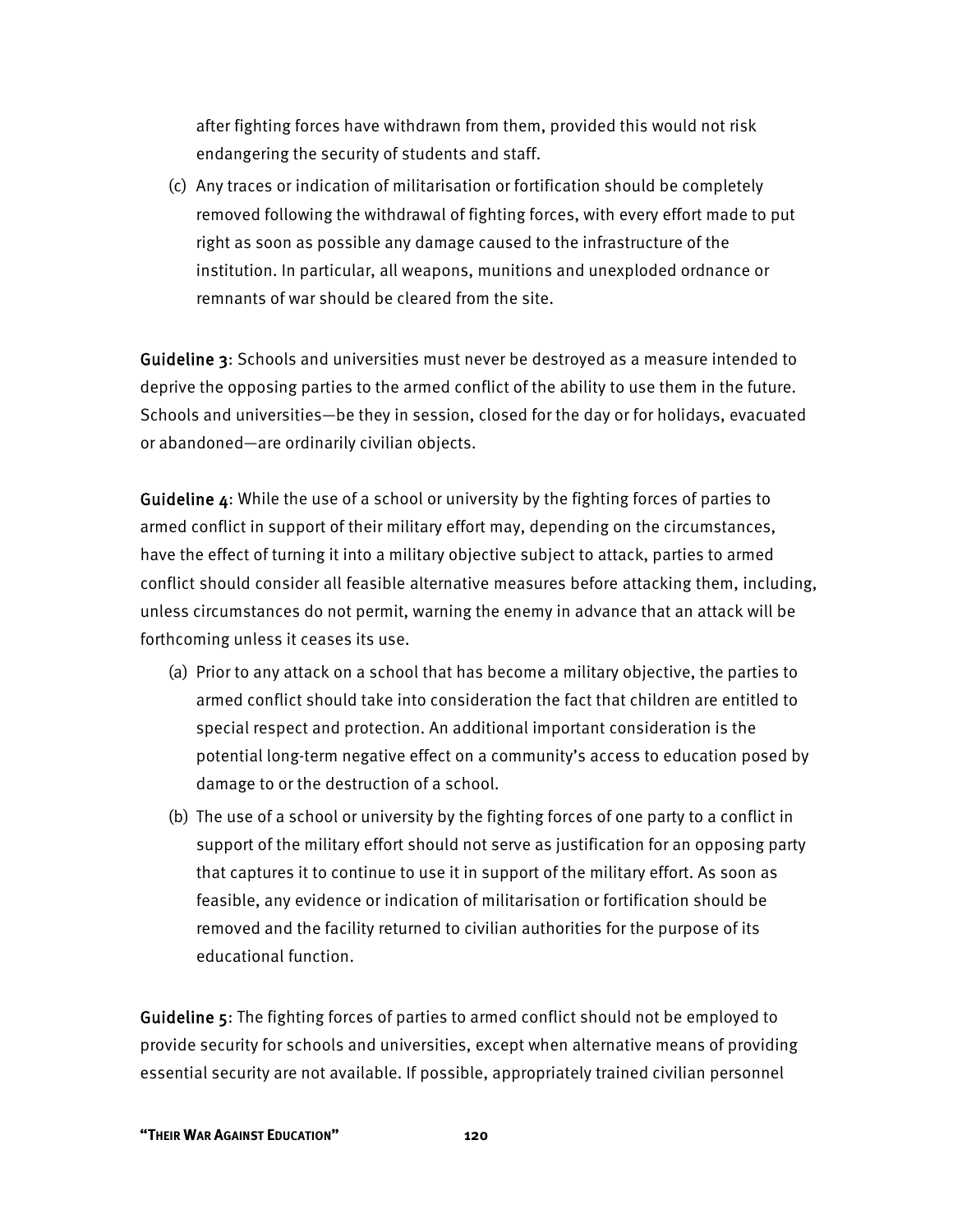after fighting forces have withdrawn from them, provided this would not risk endangering the security of students and staff.

(c) Any traces or indication of militarisation or fortification should be completely removed following the withdrawal of fighting forces, with every effort made to put right as soon as possible any damage caused to the infrastructure of the institution. In particular, all weapons, munitions and unexploded ordnance or remnants of war should be cleared from the site.

**Guideline 3**: Schools and universities must never be destroyed as a measure intended to deprive the opposing parties to the armed conflict of the ability to use them in the future. Schools and universities—be they in session, closed for the day or for holidays, evacuated or abandoned—are ordinarily civilian objects.

**Guideline 4**: While the use of a school or university by the fighting forces of parties to armed conflict in support of their military effort may, depending on the circumstances, have the effect of turning it into a military objective subject to attack, parties to armed conflict should consider all feasible alternative measures before attacking them, including, unless circumstances do not permit, warning the enemy in advance that an attack will be forthcoming unless it ceases its use.

(a) Prior to any attack on a school that has become a military objective, the parties to armed conflict should take into consideration the fact that children are entitled to special respect and protection. An additional important consideration is the potential long-term negative effect on a community's access to education posed by damage to or the destruction of a school.

(b) The use of a school or university by the fighting forces of one party to a conflict in support of the military effort should not serve as justification for an opposing party that captures it to continue to use it in support of the military effort. As soon as feasible, any evidence or indication of militarisation or fortification should be removed and the facility returned to civilian authorities for the purpose of its educational function.

**Guideline 5**: The fighting forces of parties to armed conflict should not be employed to provide security for schools and universities, except when alternative means of providing essential security are not available. If possible, appropriately trained civilian personnel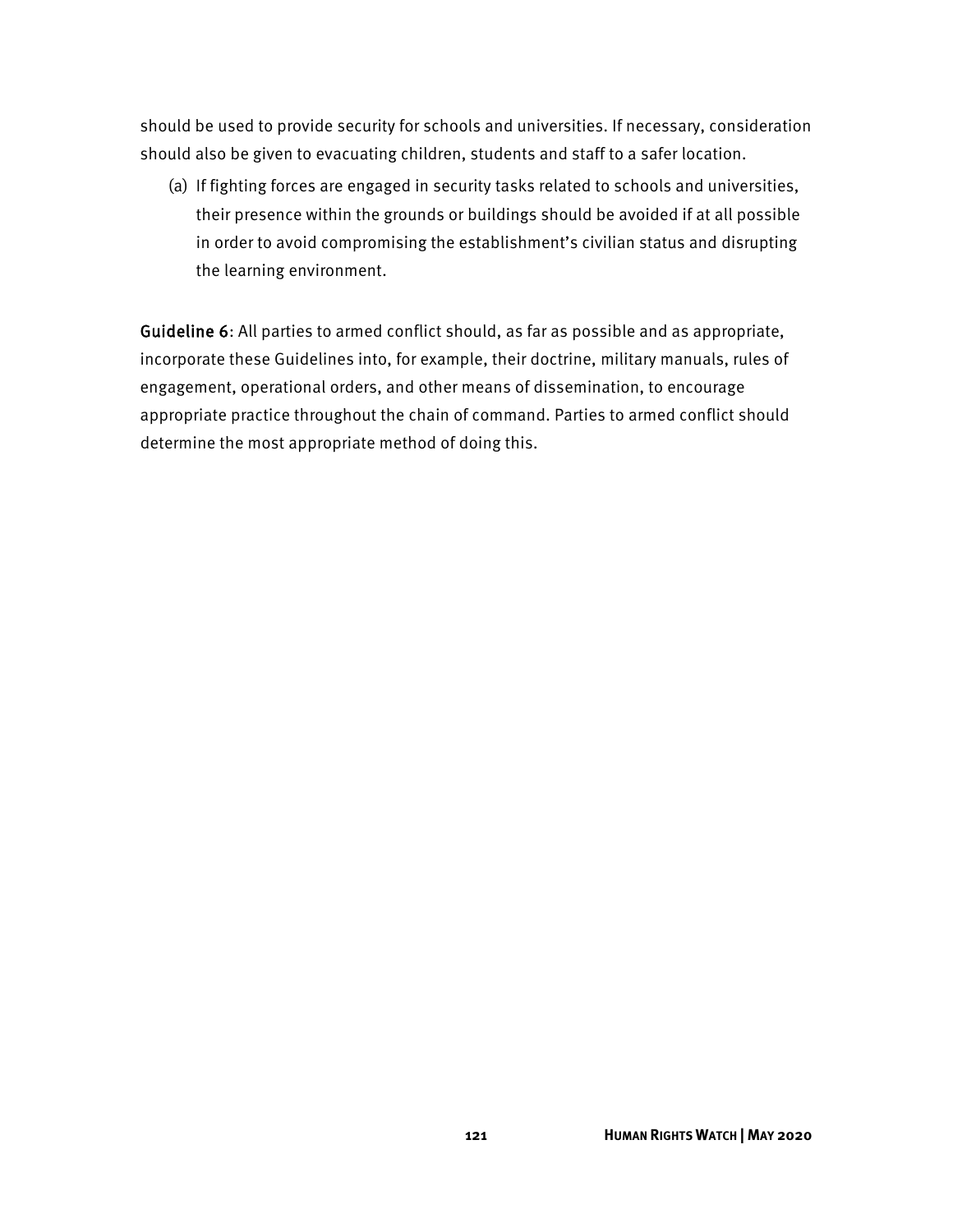should be used to provide security for schools and universities. If necessary, consideration should also be given to evacuating children, students and staff to a safer location.

(a) If fighting forces are engaged in security tasks related to schools and universities, their presence within the grounds or buildings should be avoided if at all possible in order to avoid compromising the establishment's civilian status and disrupting the learning environment.

**Guideline 6**: All parties to armed conflict should, as far as possible and as appropriate, incorporate these Guidelines into, for example, their doctrine, military manuals, rules of engagement, operational orders, and other means of dissemination, to encourage appropriate practice throughout the chain of command. Parties to armed conflict should determine the most appropriate method of doing this.